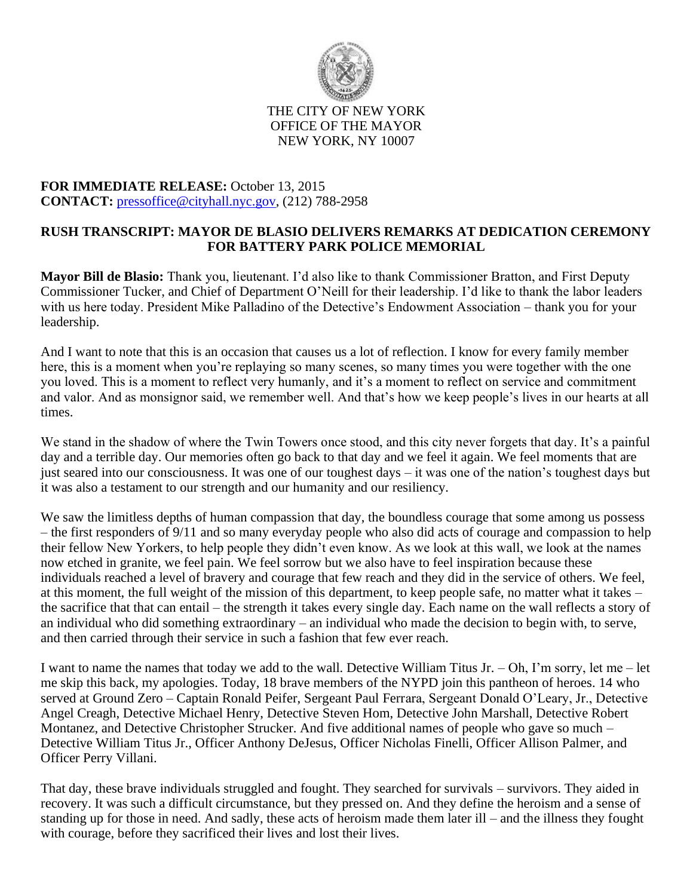THE CITY OF NEW YORK
OFFICE OF THE MAYOR
NEW YORK, NY 10007

**FOR IMMEDIATE RELEASE:** October 13, 2015
**CONTACT:** pressoffice@cityhall.nyc.gov, (212) 788-2958

**RUSH TRANSCRIPT: MAYOR DE BLASIO DELIVERS REMARKS AT DEDICATION CEREMONY FOR BATTERY PARK POLICE MEMORIAL**

**Mayor Bill de Blasio:** Thank you, lieutenant. I'd also like to thank Commissioner Bratton, and First Deputy Commissioner Tucker, and Chief of Department O'Neill for their leadership. I'd like to thank the labor leaders with us here today. President Mike Palladino of the Detective's Endowment Association – thank you for your leadership.

And I want to note that this is an occasion that causes us a lot of reflection. I know for every family member here, this is a moment when you're replaying so many scenes, so many times you were together with the one you loved. This is a moment to reflect very humanly, and it's a moment to reflect on service and commitment and valor. And as monsignor said, we remember well. And that's how we keep people's lives in our hearts at all times.

We stand in the shadow of where the Twin Towers once stood, and this city never forgets that day. It's a painful day and a terrible day. Our memories often go back to that day and we feel it again. We feel moments that are just seared into our consciousness. It was one of our toughest days – it was one of the nation's toughest days but it was also a testament to our strength and our humanity and our resiliency.

We saw the limitless depths of human compassion that day, the boundless courage that some among us possess – the first responders of 9/11 and so many everyday people who also did acts of courage and compassion to help their fellow New Yorkers, to help people they didn't even know. As we look at this wall, we look at the names now etched in granite, we feel pain. We feel sorrow but we also have to feel inspiration because these individuals reached a level of bravery and courage that few reach and they did in the service of others. We feel, at this moment, the full weight of the mission of this department, to keep people safe, no matter what it takes – the sacrifice that that can entail – the strength it takes every single day. Each name on the wall reflects a story of an individual who did something extraordinary – an individual who made the decision to begin with, to serve, and then carried through their service in such a fashion that few ever reach.

I want to name the names that today we add to the wall. Detective William Titus Jr. – Oh, I'm sorry, let me – let me skip this back, my apologies. Today, 18 brave members of the NYPD join this pantheon of heroes. 14 who served at Ground Zero – Captain Ronald Peifer, Sergeant Paul Ferrara, Sergeant Donald O'Leary, Jr., Detective Angel Creagh, Detective Michael Henry, Detective Steven Hom, Detective John Marshall, Detective Robert Montanez, and Detective Christopher Strucker. And five additional names of people who gave so much – Detective William Titus Jr., Officer Anthony DeJesus, Officer Nicholas Finelli, Officer Allison Palmer, and Officer Perry Villani.

That day, these brave individuals struggled and fought. They searched for survivals – survivors. They aided in recovery. It was such a difficult circumstance, but they pressed on. And they define the heroism and a sense of standing up for those in need. And sadly, these acts of heroism made them later ill – and the illness they fought with courage, before they sacrificed their lives and lost their lives.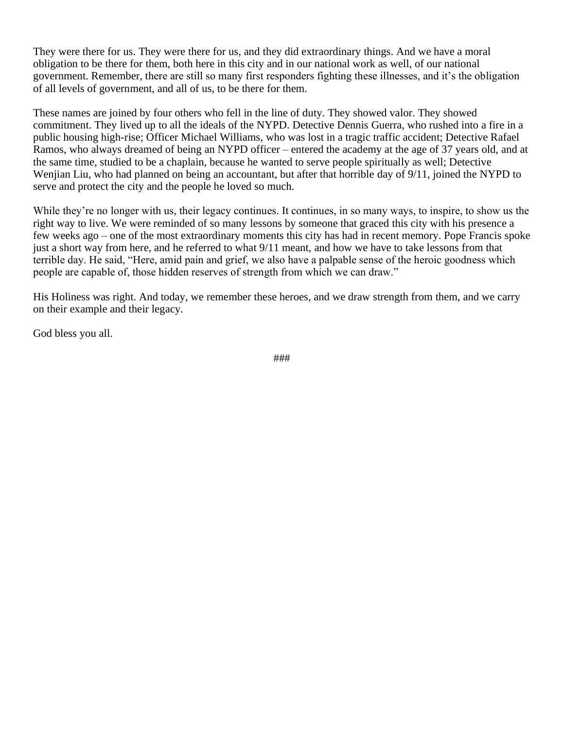They were there for us. They were there for us, and they did extraordinary things. And we have a moral obligation to be there for them, both here in this city and in our national work as well, of our national government. Remember, there are still so many first responders fighting these illnesses, and it's the obligation of all levels of government, and all of us, to be there for them.

These names are joined by four others who fell in the line of duty. They showed valor. They showed commitment. They lived up to all the ideals of the NYPD. Detective Dennis Guerra, who rushed into a fire in a public housing high-rise; Officer Michael Williams, who was lost in a tragic traffic accident; Detective Rafael Ramos, who always dreamed of being an NYPD officer – entered the academy at the age of 37 years old, and at the same time, studied to be a chaplain, because he wanted to serve people spiritually as well; Detective Wenjian Liu, who had planned on being an accountant, but after that horrible day of 9/11, joined the NYPD to serve and protect the city and the people he loved so much.

While they're no longer with us, their legacy continues. It continues, in so many ways, to inspire, to show us the right way to live. We were reminded of so many lessons by someone that graced this city with his presence a few weeks ago – one of the most extraordinary moments this city has had in recent memory. Pope Francis spoke just a short way from here, and he referred to what 9/11 meant, and how we have to take lessons from that terrible day. He said, "Here, amid pain and grief, we also have a palpable sense of the heroic goodness which people are capable of, those hidden reserves of strength from which we can draw."

His Holiness was right. And today, we remember these heroes, and we draw strength from them, and we carry on their example and their legacy.

God bless you all.

###